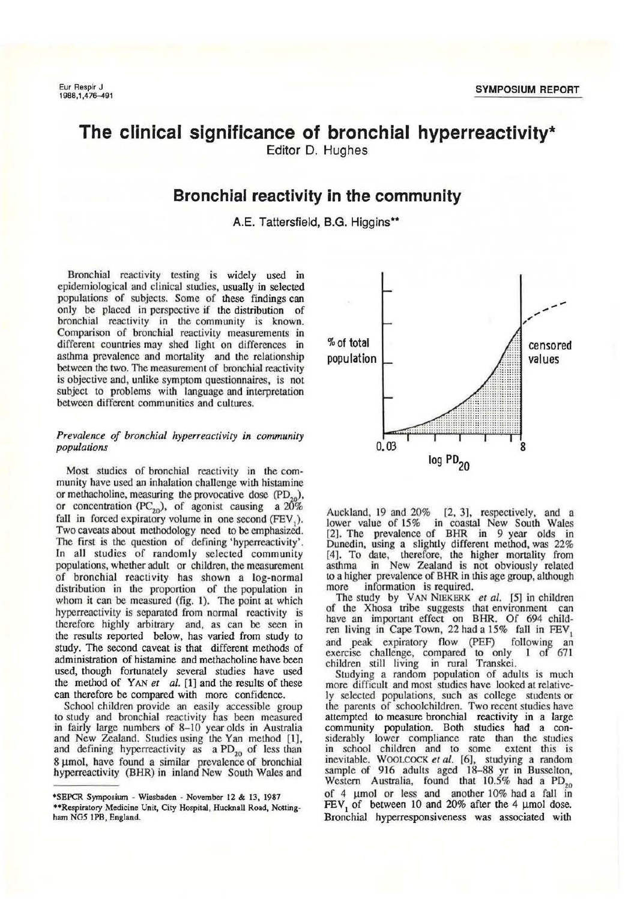**SYMPOSIUM REPORT**

# The clinical significance of bronchial hyperreactivity*

Editor D. Hughes

## Bronchial reactivity in the community

A.E. Tattersfield, B.G. Higgins**

Bronchial reactivity testing is widely used in epidemiological and clinical studies, usually in selected populations of subjects. Some of these findings can only be placed in perspective if the distribution of bronchial reactivity in the community is known. Comparison of bronchial reactivity measurements in different countries may shed light on differences in asthma prevalence and mortality and the relationship between the two. The measurement of bronchial reactivity is objective and, unlike symptom questionnaires, is not subject to problems with language and interpretation between different communities and cultures.

### *Prevalence of bronchial hyperreactivity in community populations*

Most studies of bronchial reactivity in the community have used an inhalation challenge with histamine or methacholine, measuring the provocative dose ($PD_{20}$), or concentration ($PC_{20}$), of agonist causing a 20% fall in forced expiratory volume in one second ($FEV_1$). Two caveats about methodology need to be emphasized. The first is the question of defining 'hyperreactivity'. In all studies of randomly selected community populations, whether adult or children, the measurement of bronchial reactivity has shown a log-normal distribution in the proportion of the population in whom it can be measured (fig. 1). The point at which hyperreactivity is separated from normal reactivity is therefore highly arbitrary and, as can be seen in the results reported below, has varied from study to study. The second caveat is that different methods of administration of histamine and methacholine have been used, though fortunately several studies have used the method of YAN *et al.* [1] and the results of these can therefore be compared with more confidence.

School children provide an easily accessible group to study and bronchial reactivity has been measured in fairly large numbers of 8–10 year olds in Australia and New Zealand. Studies using the Yan method [1], and defining hyperreactivity as a $PD_{20}$ of less than 8 µmol, have found a similar prevalence of bronchial hyperreactivity (BHR) in inland New South Wales and Auckland, 19 and 20% [2, 3], respectively, and a lower value of 15% in coastal New South Wales [2]. The prevalence of BHR in 9 year olds in Dunedin, using a slightly different method, was 22% [4]. To date, therefore, the higher mortality from asthma in New Zealand is not obviously related to a higher prevalence of BHR in this age group, although more information is required.

The study by VAN NIEKERK *et al.* [5] in children of the Xhosa tribe suggests that environment can have an important effect on BHR. Of 694 children living in Cape Town, 22 had a 15% fall in $FEV_1$ and peak expiratory flow (PEF) following an exercise challenge, compared to only 1 of 671 children still living in rural Transkei.

Studying a random population of adults is much more difficult and most studies have looked at relatively selected populations, such as college students or the parents of schoolchildren. Two recent studies have attempted to measure bronchial reactivity in a large community population. Both studies had a considerably lower compliance rate than the studies in school children and to some extent this is inevitable. WOOLCOCK *et al.* [6], studying a random sample of 916 adults aged 18–88 yr in Busselton, Western Australia, found that 10.5% had a $PD_{20}$ of 4 µmol or less and another 10% had a fall in $FEV_1$ of between 10 and 20% after the 4 µmol dose. Bronchial hyperresponsiveness was associated with

*SEPCR Symposium - Wiesbaden - November 12 & 13, 1987
**Respiratory Medicine Unit, City Hospital, Hucknall Road, Nottingham NG5 1PB, England.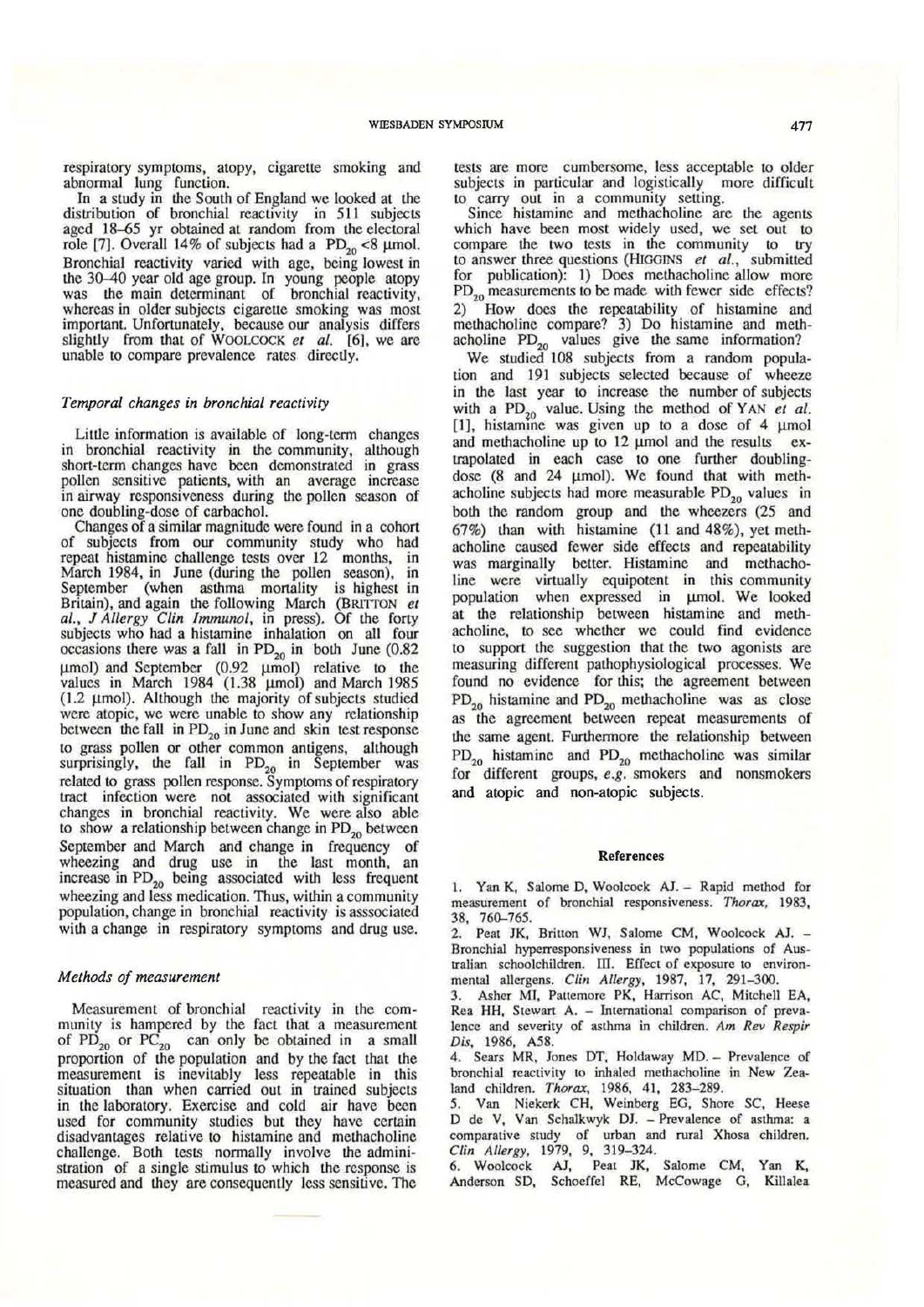respiratory symptoms, atopy, cigarette smoking and abnormal lung function.

In a study in the South of England we looked at the distribution of bronchial reactivity in 511 subjects aged 18–65 yr obtained at random from the electoral role [7]. Overall 14% of subjects had a $PD_{20}$ <8 μmol. Bronchial reactivity varied with age, being lowest in the 30–40 year old age group. In young people atopy was the main determinant of bronchial reactivity, whereas in older subjects cigarette smoking was most important. Unfortunately, because our analysis differs slightly from that of WOOLCOCK *et al.* [6], we are unable to compare prevalence rates directly.

### *Temporal changes in bronchial reactivity*

Little information is available of long-term changes in bronchial reactivity in the community, although short-term changes have been demonstrated in grass pollen sensitive patients, with an average increase in airway responsiveness during the pollen season of one doubling-dose of carbachol.

Changes of a similar magnitude were found in a cohort of subjects from our community study who had repeat histamine challenge tests over 12 months, in March 1984, in June (during the pollen season), in September (when asthma mortality is highest in Britain), and again the following March (BRITTON *et al.*, *J Allergy Clin Immunol*, in press). Of the forty subjects who had a histamine inhalation on all four occasions there was a fall in $PD_{20}$ in both June (0.82 μmol) and September (0.92 μmol) relative to the values in March 1984 (1.38 μmol) and March 1985 (1.2 μmol). Although the majority of subjects studied were atopic, we were unable to show any relationship between the fall in $PD_{20}$ in June and skin test response to grass pollen or other common antigens, although surprisingly, the fall in $PD_{20}$ in September was related to grass pollen response. Symptoms of respiratory tract infection were not associated with significant changes in bronchial reactivity. We were also able to show a relationship between change in $PD_{20}$ between September and March and change in frequency of wheezing and drug use in the last month, an increase in $PD_{20}$ being associated with less frequent wheezing and less medication. Thus, within a community population, change in bronchial reactivity is asssociated with a change in respiratory symptoms and drug use.

### *Methods of measurement*

Measurement of bronchial reactivity in the community is hampered by the fact that a measurement of $PD_{20}$ or $PC_{20}$ can only be obtained in a small proportion of the population and by the fact that the measurement is inevitably less repeatable in this situation than when carried out in trained subjects in the laboratory. Exercise and cold air have been used for community studies but they have certain disadvantages relative to histamine and methacholine challenge. Both tests normally involve the administration of a single stimulus to which the response is measured and they are consequently less sensitive. The tests are more cumbersome, less acceptable to older subjects in particular and logistically more difficult to carry out in a community setting.

Since histamine and methacholine are the agents which have been most widely used, we set out to compare the two tests in the community to try to answer three questions (HIGGINS *et al.*, submitted for publication): 1) Does methacholine allow more $PD_{20}$ measurements to be made with fewer side effects? 2) How does the repeatability of histamine and methacholine compare? 3) Do histamine and methacholine $PD_{20}$ values give the same information?

We studied 108 subjects from a random population and 191 subjects selected because of wheeze in the last year to increase the number of subjects with a $PD_{20}$ value. Using the method of YAN *et al.* [1], histamine was given up to a dose of 4 μmol and methacholine up to 12 μmol and the results extrapolated in each case to one further doubling-dose (8 and 24 μmol). We found that with methacholine subjects had more measurable $PD_{20}$ values in both the random group and the wheezers (25 and 67%) than with histamine (11 and 48%), yet methacholine caused fewer side effects and repeatability was marginally better. Histamine and methacholine were virtually equipotent in this community population when expressed in μmol. We looked at the relationship between histamine and methacholine, to see whether we could find evidence to support the suggestion that the two agonists are measuring different pathophysiological processes. We found no evidence for this; the agreement between $PD_{20}$ histamine and $PD_{20}$ methacholine was as close as the agreement between repeat measurements of the same agent. Furthermore the relationship between $PD_{20}$ histamine and $PD_{20}$ methacholine was similar for different groups, *e.g.* smokers and nonsmokers and atopic and non-atopic subjects.

#### References

1. Yan K, Salome D, Woolcock AJ. – Rapid method for measurement of bronchial responsiveness. *Thorax*, 1983, 38, 760–765.
2. Peat JK, Britton WJ, Salome CM, Woolcock AJ. – Bronchial hyperresponsiveness in two populations of Australian schoolchildren. III. Effect of exposure to environmental allergens. *Clin Allergy*, 1987, 17, 291–300.
3. Asher MI, Pattemore PK, Harrison AC, Mitchell EA, Rea HH, Stewart A. – International comparison of prevalence and severity of asthma in children. *Am Rev Respir Dis*, 1986, A58.
4. Sears MR, Jones DT, Holdaway MD. – Prevalence of bronchial reactivity to inhaled methacholine in New Zealand children. *Thorax*, 1986, 41, 283–289.
5. Van Niekerk CH, Weinberg EG, Shore SC, Heese D de V, Van Schalkwyk DJ. – Prevalence of asthma: a comparative study of urban and rural Xhosa children. *Clin Allergy*, 1979, 9, 319–324.
6. Woolcock AJ, Peat JK, Salome CM, Yan K, Anderson SD, Schoeffel RE, McCowage G, Killalea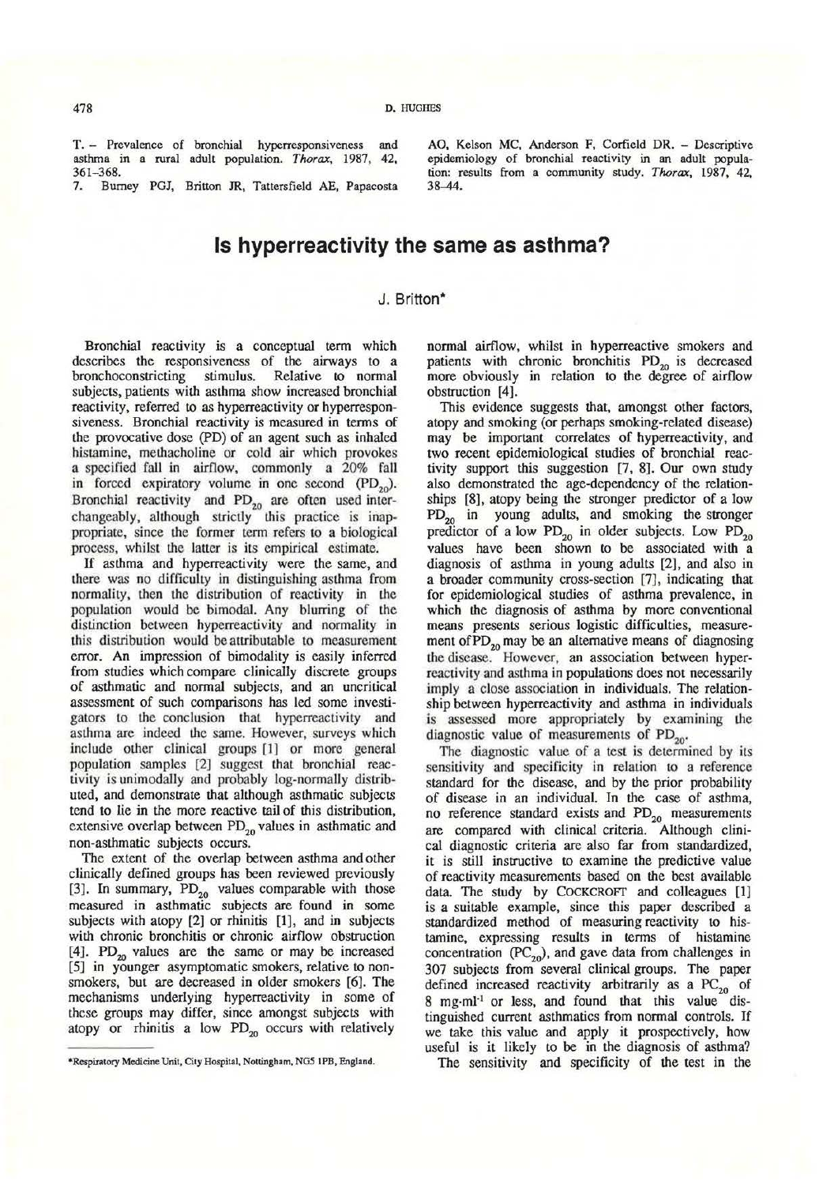T. – Prevalence of bronchial hyperresponsiveness and asthma in a rural adult population. *Thorax*, 1987, 42, 361–368.

7. Burney PGJ, Britton JR, Tattersfield AE, Papacosta AO, Kelson MC, Anderson F, Corfield DR. – Descriptive epidemiology of bronchial reactivity in an adult population: results from a community study. *Thorax*, 1987, 42, 38–44.

# Is hyperreactivity the same as asthma?

J. Britton*

Bronchial reactivity is a conceptual term which describes the responsiveness of the airways to a bronchoconstricting stimulus. Relative to normal subjects, patients with asthma show increased bronchial reactivity, referred to as hyperreactivity or hyperresponsiveness. Bronchial reactivity is measured in terms of the provocative dose (PD) of an agent such as inhaled histamine, methacholine or cold air which provokes a specified fall in airflow, commonly a 20% fall in forced expiratory volume in one second ($PD_{20}$). Bronchial reactivity and $PD_{20}$ are often used interchangeably, although strictly this practice is inappropriate, since the former term refers to a biological process, whilst the latter is its empirical estimate.

If asthma and hyperreactivity were the same, and there was no difficulty in distinguishing asthma from normality, then the distribution of reactivity in the population would be bimodal. Any blurring of the distinction between hyperreactivity and normality in this distribution would be attributable to measurement error. An impression of bimodality is easily inferred from studies which compare clinically discrete groups of asthmatic and normal subjects, and an uncritical assessment of such comparisons has led some investigators to the conclusion that hyperreactivity and asthma are indeed the same. However, surveys which include other clinical groups [1] or more general population samples [2] suggest that bronchial reactivity is unimodally and probably log-normally distributed, and demonstrate that although asthmatic subjects tend to lie in the more reactive tail of this distribution, extensive overlap between $PD_{20}$ values in asthmatic and non-asthmatic subjects occurs.

The extent of the overlap between asthma and other clinically defined groups has been reviewed previously [3]. In summary, $PD_{20}$ values comparable with those measured in asthmatic subjects are found in some subjects with atopy [2] or rhinitis [1], and in subjects with chronic bronchitis or chronic airflow obstruction [4]. $PD_{20}$ values are the same or may be increased [5] in younger asymptomatic smokers, relative to non-smokers, but are decreased in older smokers [6]. The mechanisms underlying hyperreactivity in some of these groups may differ, since amongst subjects with atopy or rhinitis a low $PD_{20}$ occurs with relatively normal airflow, whilst in hyperreactive smokers and patients with chronic bronchitis $PD_{20}$ is decreased more obviously in relation to the degree of airflow obstruction [4].

This evidence suggests that, amongst other factors, atopy and smoking (or perhaps smoking-related disease) may be important correlates of hyperreactivity, and two recent epidemiological studies of bronchial reactivity support this suggestion [7, 8]. Our own study also demonstrated the age-dependency of the relationships [8], atopy being the stronger predictor of a low $PD_{20}$ in young adults, and smoking the stronger predictor of a low $PD_{20}$ in older subjects. Low $PD_{20}$ values have been shown to be associated with a diagnosis of asthma in young adults [2], and also in a broader community cross-section [7], indicating that for epidemiological studies of asthma prevalence, in which the diagnosis of asthma by more conventional means presents serious logistic difficulties, measurement of $PD_{20}$ may be an alternative means of diagnosing the disease. However, an association between hyperreactivity and asthma in populations does not necessarily imply a close association in individuals. The relationship between hyperreactivity and asthma in individuals is assessed more appropriately by examining the diagnostic value of measurements of $PD_{20}$.

The diagnostic value of a test is determined by its sensitivity and specificity in relation to a reference standard for the disease, and by the prior probability of disease in an individual. In the case of asthma, no reference standard exists and $PD_{20}$ measurements are compared with clinical criteria. Although clinical diagnostic criteria are also far from standardized, it is still instructive to examine the predictive value of reactivity measurements based on the best available data. The study by Cockcroft and colleagues [1] is a suitable example, since this paper described a standardized method of measuring reactivity to histamine, expressing results in terms of histamine concentration ($PC_{20}$), and gave data from challenges in 307 subjects from several clinical groups. The paper defined increased reactivity arbitrarily as a $PC_{20}$ of 8 $mg \cdot ml^{-1}$ or less, and found that this value distinguished current asthmatics from normal controls. If we take this value and apply it prospectively, how useful is it likely to be in the diagnosis of asthma?

The sensitivity and specificity of the test in the

*Respiratory Medicine Unit, City Hospital, Nottingham, NG5 1PB, England.